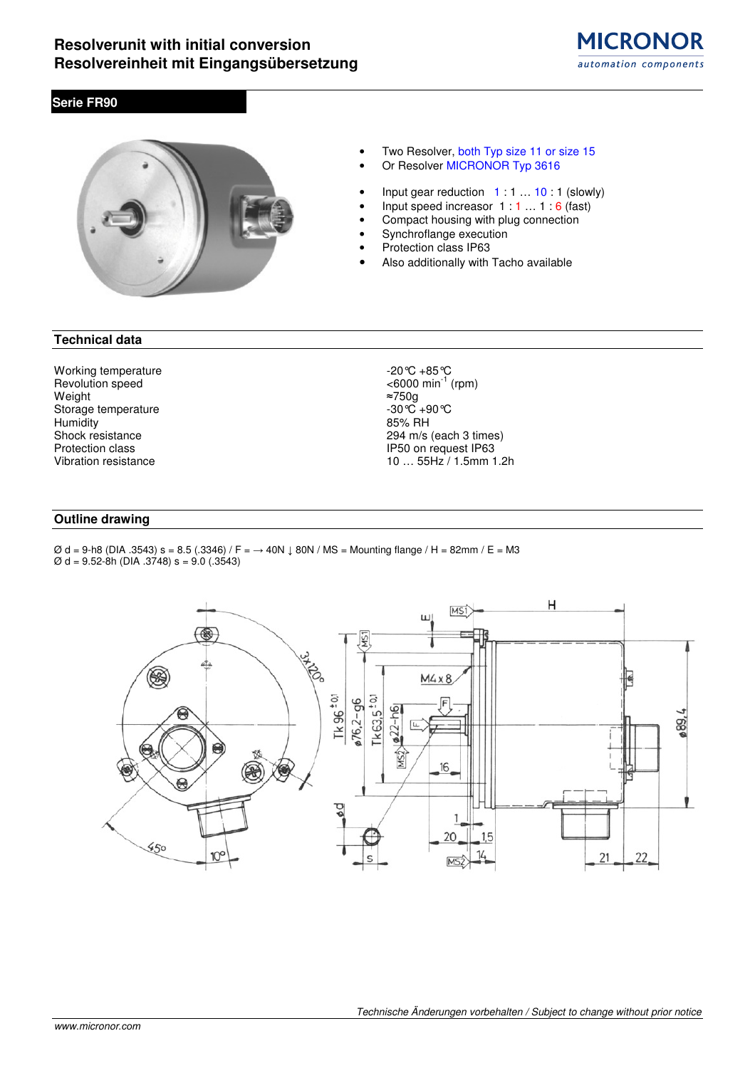# Resolverunit with initial conversion
# Resolvereinheit mit Eingangsübersetzung

## Serie FR90

- Two Resolver, both Typ size 11 or size 15
- Or Resolver MICRONOR Typ 3616

- Input gear reduction 1 : 1 … 10 : 1 (slowly)
- Input speed increasor 1 : 1 … 1 : 6 (fast)
- Compact housing with plug connection
- Synchroflange execution
- Protection class IP63
- Also additionally with Tacho available

## Technical data

| | |
|---|---|
| Working temperature | -20℃ +85℃ |
| Revolution speed | <6000 min$^{-1}$ (rpm) |
| Weight | ≈750g |
| Storage temperature | -30℃ +90℃ |
| Humidity | 85% RH |
| Shock resistance | 294 m/s (each 3 times) |
| Protection class | IP50 on request IP63 |
| Vibration resistance | 10 … 55Hz / 1.5mm 1.2h |

## Outline drawing

Ø d = 9-h8 (DIA .3543) s = 8.5 (.3346) / F = → 40N ↓ 80N / MS = Mounting flange / H = 82mm / E = M3
Ø d = 9.52-8h (DIA .3748) s = 9.0 (.3543)

*Technische Änderungen vorbehalten / Subject to change without prior notice*

www.micronor.com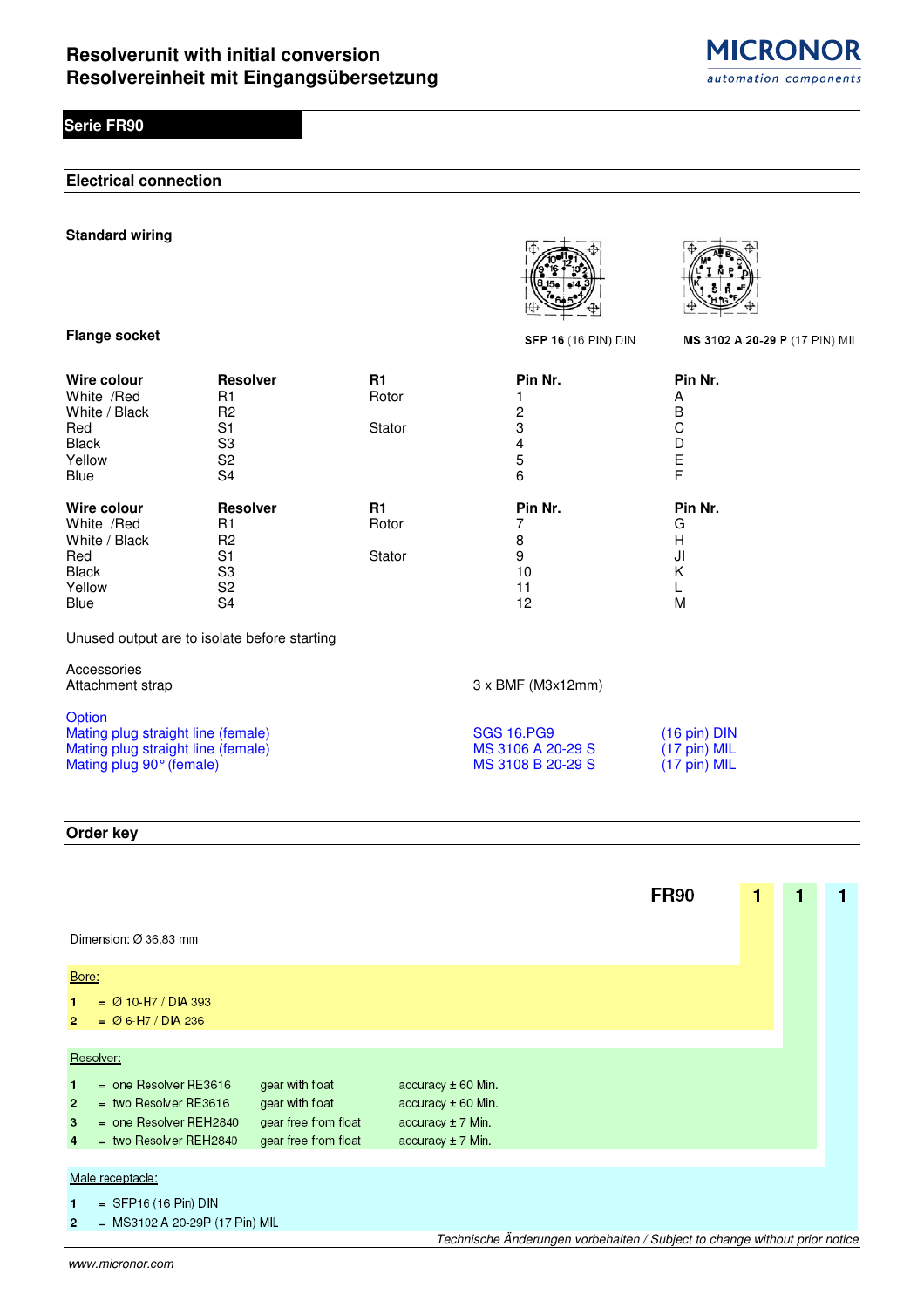# Resolverunit with initial conversion
# Resolvereinheit mit Eingangsübersetzung

## Serie FR90

### Electrical connection

**Standard wiring**

**Flange socket**

SFP 16 (16 PIN) DIN

MS 3102 A 20-29 P (17 PIN) MIL

| Wire colour | Resolver | R1 | Pin Nr. | Pin Nr. |
|---|---|---|---|---|
| White /Red | R1 | Rotor | 1 | A |
| White / Black | R2 | | 2 | B |
| Red | S1 | Stator | 3 | C |
| Black | S3 | | 4 | D |
| Yellow | S2 | | 5 | E |
| Blue | S4 | | 6 | F |

| Wire colour | Resolver | R1 | Pin Nr. | Pin Nr. |
|---|---|---|---|---|
| White /Red | R1 | Rotor | 7 | G |
| White / Black | R2 | | 8 | H |
| Red | S1 | Stator | 9 | JI |
| Black | S3 | | 10 | K |
| Yellow | S2 | | 11 | L |
| Blue | S4 | | 12 | M |

Unused output are to isolate before starting

Accessories
Attachment strap — 3 x BMF (M3x12mm)

Option

| | | |
|---|---|---|
| Mating plug straight line (female) | SGS 16.PG9 | (16 pin) DIN |
| Mating plug straight line (female) | MS 3106 A 20-29 S | (17 pin) MIL |
| Mating plug 90° (female) | MS 3108 B 20-29 S | (17 pin) MIL |

### Order key

**FR90** 1 1 1

Dimension: Ø 36,83 mm

Bore:

1 = Ø 10-H7 / DIA 393
2 = Ø 6-H7 / DIA 236

Resolver:

| | | | |
|---|---|---|---|
| 1 | = one Resolver RE3616 | gear with float | accuracy ± 60 Min. |
| 2 | = two Resolver RE3616 | gear with float | accuracy ± 60 Min. |
| 3 | = one Resolver REH2840 | gear free from float | accuracy ± 7 Min. |
| 4 | = two Resolver REH2840 | gear free from float | accuracy ± 7 Min. |

Male receptacle:

1 = SFP16 (16 Pin) DIN
2 = MS3102 A 20-29P (17 Pin) MIL

*Technische Änderungen vorbehalten / Subject to change without prior notice*

*www.micronor.com*